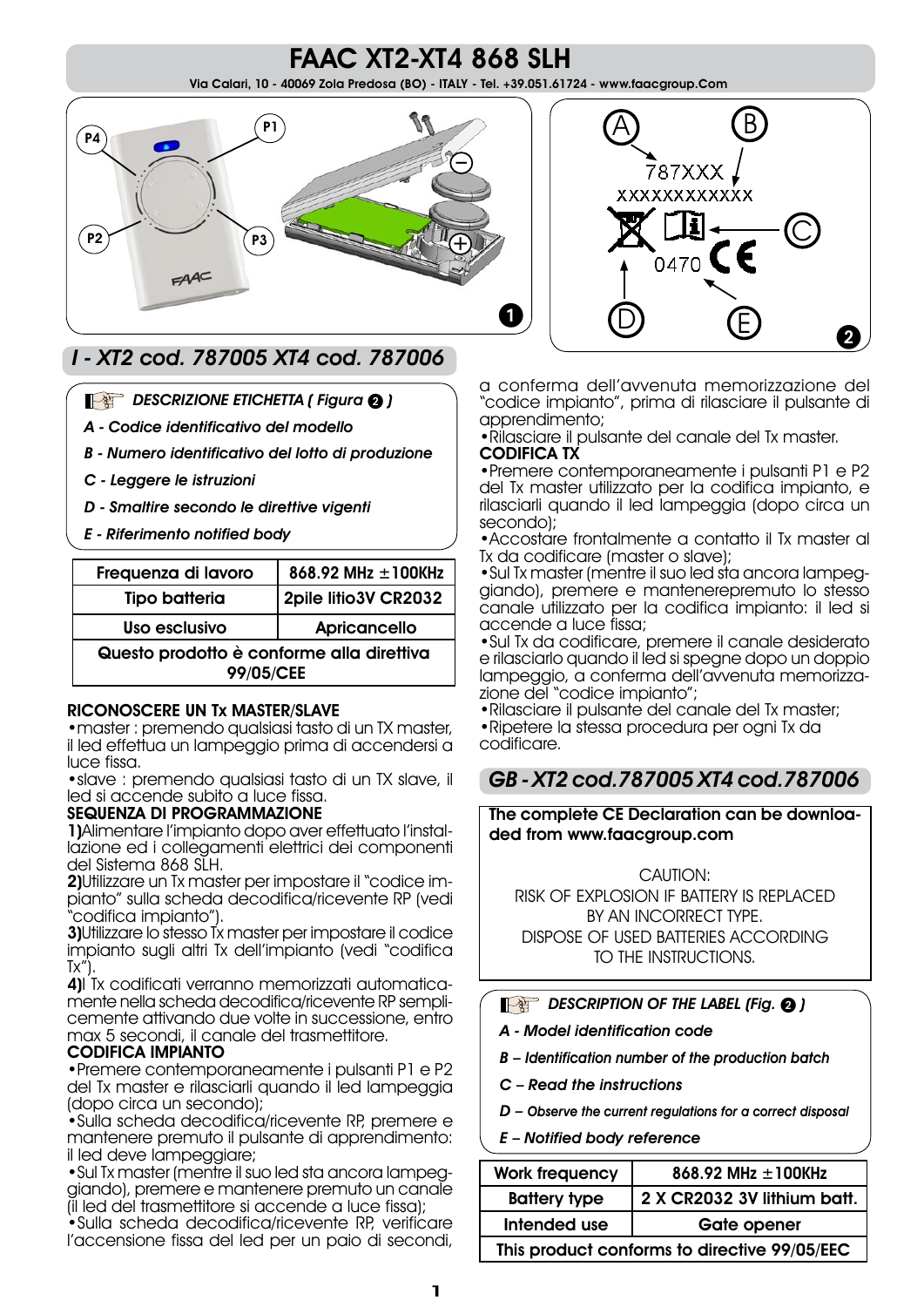# FAAC XT2-XT4 868 SLH

Via Calari, 10 - 40069 Zola Predosa (BO) - ITALY - Tel. +39.051.61724 - www.faacgroup.Com

## I - XT2 cod. 787005 XT4 cod. 787006

***DESCRIZIONE ETICHETTA ( Figura 2 )***

***A - Codice identificativo del modello***

***B - Numero identificativo del lotto di produzione***

***C - Leggere le istruzioni***

***D - Smaltire secondo le direttive vigenti***

***E - Riferimento notified body***

| Frequenza di lavoro | 868.92 MHz ±100KHz |
|---|---|
| Tipo batteria | 2pile litio3V CR2032 |
| Uso esclusivo | Apricancello |
| Questo prodotto è conforme alla direttiva 99/05/CEE | |

**RICONOSCERE UN Tx MASTER/SLAVE**

•master : premendo qualsiasi tasto di un TX master, il led effettua un lampeggio prima di accendersi a luce fissa.

•slave : premendo qualsiasi tasto di un TX slave, il led si accende subito a luce fissa.

**SEQUENZA DI PROGRAMMAZIONE**

**1)**Alimentare l'impianto dopo aver effettuato l'installazione ed i collegamenti elettrici dei componenti del Sistema 868 SLH.

**2)**Utilizzare un Tx master per impostare il "codice impianto" sulla scheda decodifica/ricevente RP (vedi "codifica impianto").

**3)**Utilizzare lo stesso Tx master per impostare il codice impianto sugli altri Tx dell'impianto (vedi "codifica Tx").

**4)**I Tx codificati verranno memorizzati automaticamente nella scheda decodifica/ricevente RP semplicemente attivando due volte in successione, entro max 5 secondi, il canale del trasmettitore.

**CODIFICA IMPIANTO**

•Premere contemporaneamente i pulsanti P1 e P2 del Tx master e rilasciarli quando il led lampeggia (dopo circa un secondo);

•Sulla scheda decodifica/ricevente RP, premere e mantenere premuto il pulsante di apprendimento: il led deve lampeggiare;

•Sul Tx master (mentre il suo led sta ancora lampeggiando), premere e mantenere premuto un canale (il led del trasmettitore si accende a luce fissa);

•Sulla scheda decodifica/ricevente RP, verificare l'accensione fissa del led per un paio di secondi, a conferma dell'avvenuta memorizzazione del "codice impianto", prima di rilasciare il pulsante di apprendimento;

•Rilasciare il pulsante del canale del Tx master.

**CODIFICA TX**

•Premere contemporaneamente i pulsanti P1 e P2 del Tx master utilizzato per la codifica impianto, e rilasciarli quando il led lampeggia (dopo circa un secondo);

•Accostare frontalmente a contatto il Tx master al Tx da codificare (master o slave);

•Sul Tx master (mentre il suo led sta ancora lampeggiando), premere e mantenerepremuto lo stesso canale utilizzato per la codifica impianto: il led si accende a luce fissa;

•Sul Tx da codificare, premere il canale desiderato e rilasciarlo quando il led si spegne dopo un doppio lampeggio, a conferma dell'avvenuta memorizzazione del "codice impianto";

•Rilasciare il pulsante del canale del Tx master;

•Ripetere la stessa procedura per ogni Tx da codificare.

## GB - XT2 cod.787005 XT4 cod.787006

**The complete CE Declaration can be downloaded from www.faacgroup.com**

CAUTION:
RISK OF EXPLOSION IF BATTERY IS REPLACED BY AN INCORRECT TYPE.
DISPOSE OF USED BATTERIES ACCORDING TO THE INSTRUCTIONS.

***DESCRIPTION OF THE LABEL (Fig. 2 )***

***A - Model identification code***

***B – Identification number of the production batch***

***C – Read the instructions***

***D – Observe the current regulations for a correct disposal***

***E – Notified body reference***

| Work frequency | 868.92 MHz ±100KHz |
|---|---|
| Battery type | 2 X CR2032 3V lithium batt. |
| Intended use | Gate opener |
| This product conforms to directive 99/05/EEC | |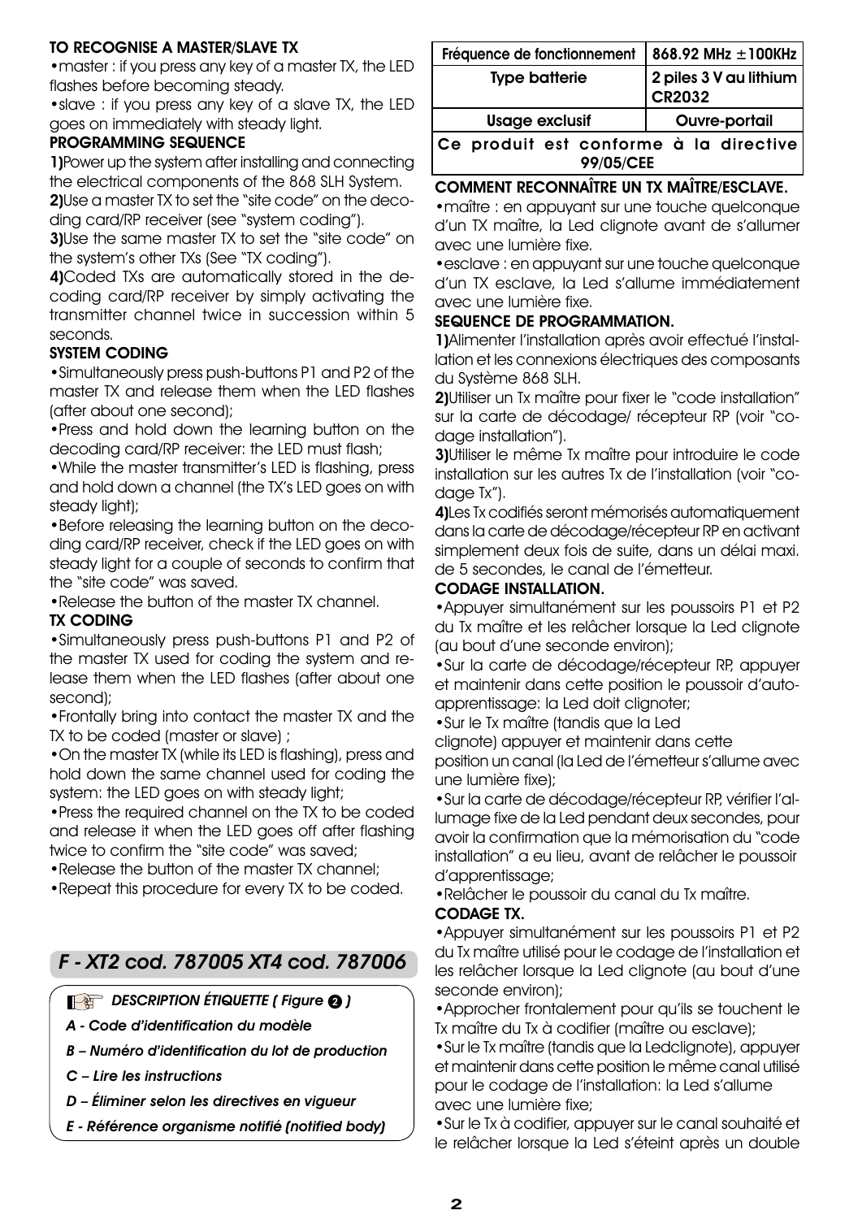**TO RECOGNISE A MASTER/SLAVE TX**

•master : if you press any key of a master TX, the LED flashes before becoming steady.

•slave : if you press any key of a slave TX, the LED goes on immediately with steady light.

**PROGRAMMING SEQUENCE**

**1)**Power up the system after installing and connecting the electrical components of the 868 SLH System.

**2)**Use a master TX to set the "site code" on the decoding card/RP receiver (see "system coding").

**3)**Use the same master TX to set the "site code" on the system's other TXs (See "TX coding").

**4)**Coded TXs are automatically stored in the decoding card/RP receiver by simply activating the transmitter channel twice in succession within 5 seconds.

**SYSTEM CODING**

•Simultaneously press push-buttons P1 and P2 of the master TX and release them when the LED flashes (after about one second);

•Press and hold down the learning button on the decoding card/RP receiver: the LED must flash;

•While the master transmitter's LED is flashing, press and hold down a channel (the TX's LED goes on with steady light);

•Before releasing the learning button on the decoding card/RP receiver, check if the LED goes on with steady light for a couple of seconds to confirm that the "site code" was saved.

•Release the button of the master TX channel.

**TX CODING**

•Simultaneously press push-buttons P1 and P2 of the master TX used for coding the system and release them when the LED flashes (after about one second);

•Frontally bring into contact the master TX and the TX to be coded (master or slave) ;

•On the master TX (while its LED is flashing), press and hold down the same channel used for coding the system: the LED goes on with steady light;

•Press the required channel on the TX to be coded and release it when the LED goes off after flashing twice to confirm the "site code" was saved;

•Release the button of the master TX channel;

•Repeat this procedure for every TX to be coded.

## *F - XT2 cod. 787005 XT4 cod. 787006*

***DESCRIPTION ÉTIQUETTE ( Figure 2 )***

*A - Code d'identification du modèle*

*B – Numéro d'identification du lot de production*

*C – Lire les instructions*

*D – Éliminer selon les directives en vigueur*

*E - Référence organisme notifié (notified body)*

| Fréquence de fonctionnement | 868.92 MHz ±100KHz |
|---|---|
| Type batterie | 2 piles 3 V au lithium CR2032 |
| Usage exclusif | Ouvre-portail |
| Ce produit est conforme à la directive 99/05/CEE | |

**COMMENT RECONNAÎTRE UN TX MAÎTRE/ESCLAVE.**

•maître : en appuyant sur une touche quelconque d'un TX maître, la Led clignote avant de s'allumer avec une lumière fixe.

•esclave : en appuyant sur une touche quelconque d'un TX esclave, la Led s'allume immédiatement avec une lumière fixe.

**SEQUENCE DE PROGRAMMATION.**

**1)**Alimenter l'installation après avoir effectué l'installation et les connexions électriques des composants du Système 868 SLH.

**2)**Utiliser un Tx maître pour fixer le "code installation" sur la carte de décodage/ récepteur RP (voir "codage installation").

**3)**Utiliser le même Tx maître pour introduire le code installation sur les autres Tx de l'installation (voir "codage Tx").

**4)**Les Tx codifiés seront mémorisés automatiquement dans la carte de décodage/récepteur RP en activant simplement deux fois de suite, dans un délai maxi. de 5 secondes, le canal de l'émetteur.

**CODAGE INSTALLATION.**

•Appuyer simultanément sur les poussoirs P1 et P2 du Tx maître et les relâcher lorsque la Led clignote (au bout d'une seconde environ);

•Sur la carte de décodage/récepteur RP, appuyer et maintenir dans cette position le poussoir d'auto-apprentissage: la Led doit clignoter;

•Sur le Tx maître (tandis que la Led clignote) appuyer et maintenir dans cette position un canal (la Led de l'émetteur s'allume avec une lumière fixe);

•Sur la carte de décodage/récepteur RP, vérifier l'allumage fixe de la Led pendant deux secondes, pour avoir la confirmation que la mémorisation du "code installation" a eu lieu, avant de relâcher le poussoir d'apprentissage;

•Relâcher le poussoir du canal du Tx maître.

**CODAGE TX.**

•Appuyer simultanément sur les poussoirs P1 et P2 du Tx maître utilisé pour le codage de l'installation et les relâcher lorsque la Led clignote (au bout d'une seconde environ);

•Approcher frontalement pour qu'ils se touchent le Tx maître du Tx à codifier (maître ou esclave);

•Sur le Tx maître (tandis que la Ledclignote), appuyer et maintenir dans cette position le même canal utilisé pour le codage de l'installation: la Led s'allume avec une lumière fixe;

•Sur le Tx à codifier, appuyer sur le canal souhaité et le relâcher lorsque la Led s'éteint après un double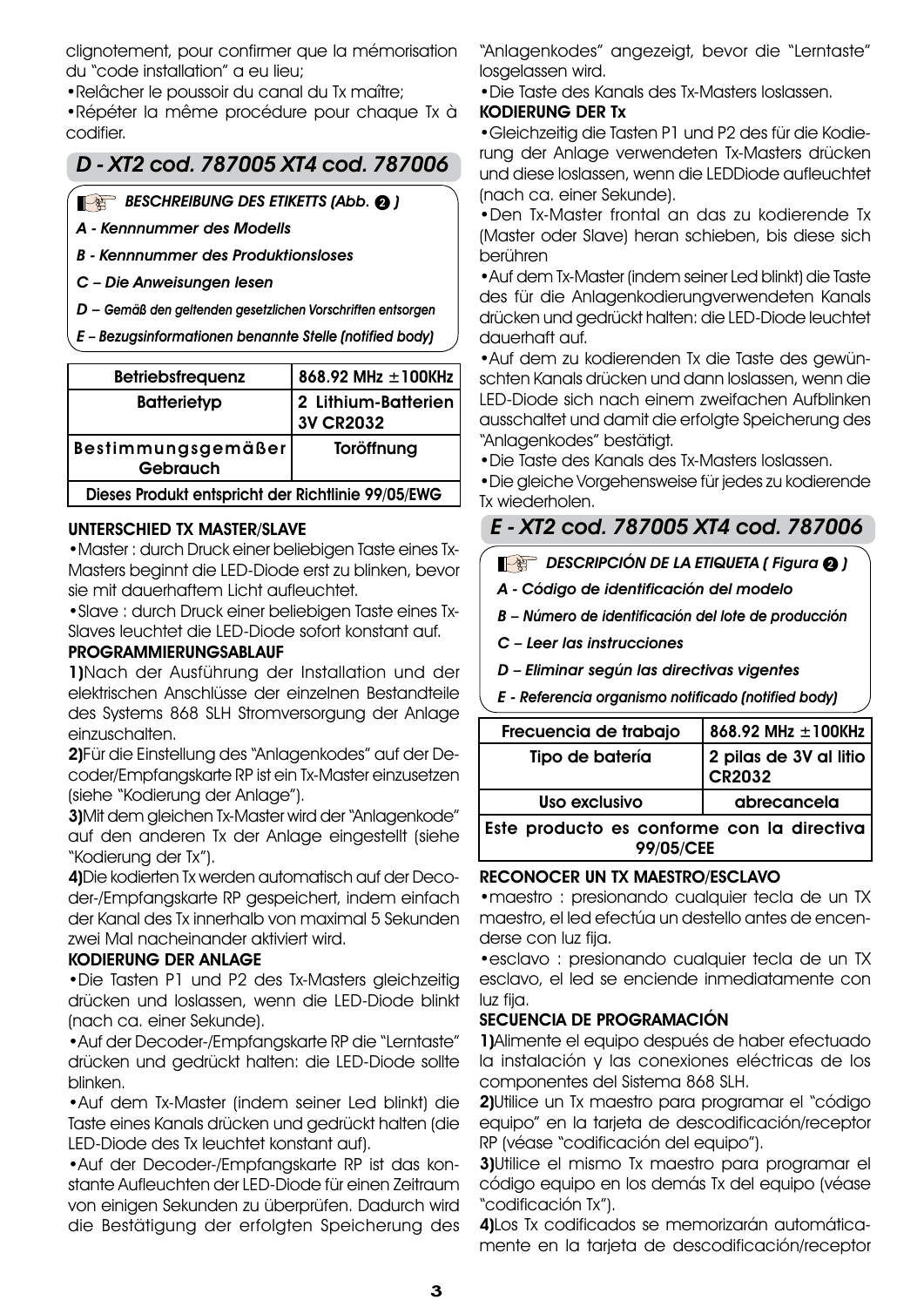clignotement, pour confirmer que la mémorisation du "code installation" a eu lieu;

•Relâcher le poussoir du canal du Tx maître;

•Répéter la même procédure pour chaque Tx à codifier.

## D - XT2 cod. 787005 XT4 cod. 787006

*BESCHREIBUNG DES ETIKETTS (Abb. 2 )*

*A - Kennnummer des Modells*

*B - Kennnummer des Produktionsloses*

*C – Die Anweisungen lesen*

*D – Gemäß den geltenden gesetzlichen Vorschriften entsorgen*

*E – Bezugsinformationen benannte Stelle (notified body)*

| Betriebsfrequenz | 868.92 MHz ±100KHz |
|---|---|
| Batterietyp | 2 Lithium-Batterien 3V CR2032 |
| Bestimmungsgemäßer Gebrauch | Toröffnung |
| Dieses Produkt entspricht der Richtlinie 99/05/EWG | |

**UNTERSCHIED TX MASTER/SLAVE**

•Master : durch Druck einer beliebigen Taste eines Tx-Masters beginnt die LED-Diode erst zu blinken, bevor sie mit dauerhaftem Licht aufleuchtet.

•Slave : durch Druck einer beliebigen Taste eines Tx-Slaves leuchtet die LED-Diode sofort konstant auf.

**PROGRAMMIERUNGSABLAUF**

**1)**Nach der Ausführung der Installation und der elektrischen Anschlüsse der einzelnen Bestandteile des Systems 868 SLH Stromversorgung der Anlage einzuschalten.

**2)**Für die Einstellung des "Anlagenkodes" auf der Decoder/Empfangskarte RP ist ein Tx-Master einzusetzen (siehe "Kodierung der Anlage").

**3)**Mit dem gleichen Tx-Master wird der "Anlagenkode" auf den anderen Tx der Anlage eingestellt (siehe "Kodierung der Tx").

**4)**Die kodierten Tx werden automatisch auf der Decoder-/Empfangskarte RP gespeichert, indem einfach der Kanal des Tx innerhalb von maximal 5 Sekunden zwei Mal nacheinander aktiviert wird.

**KODIERUNG DER ANLAGE**

•Die Tasten P1 und P2 des Tx-Masters gleichzeitig drücken und loslassen, wenn die LED-Diode blinkt (nach ca. einer Sekunde).

•Auf der Decoder-/Empfangskarte RP die "Lerntaste" drücken und gedrückt halten: die LED-Diode sollte blinken.

•Auf dem Tx-Master (indem seiner Led blinkt) die Taste eines Kanals drücken und gedrückt halten (die LED-Diode des Tx leuchtet konstant auf).

•Auf der Decoder-/Empfangskarte RP ist das konstante Aufleuchten der LED-Diode für einen Zeitraum von einigen Sekunden zu überprüfen. Dadurch wird die Bestätigung der erfolgten Speicherung des "Anlagenkodes" angezeigt, bevor die "Lerntaste" losgelassen wird.

•Die Taste des Kanals des Tx-Masters loslassen.

**KODIERUNG DER Tx**

•Gleichzeitig die Tasten P1 und P2 des für die Kodierung der Anlage verwendeten Tx-Masters drücken und diese loslassen, wenn die LEDDiode aufleuchtet (nach ca. einer Sekunde).

•Den Tx-Master frontal an das zu kodierende Tx (Master oder Slave) heran schieben, bis diese sich berühren

•Auf dem Tx-Master (indem seiner Led blinkt) die Taste des für die Anlagenkodierungverwendeten Kanals drücken und gedrückt halten: die LED-Diode leuchtet dauerhaft auf.

•Auf dem zu kodierenden Tx die Taste des gewünschten Kanals drücken und dann loslassen, wenn die LED-Diode sich nach einem zweifachen Aufblinken ausschaltet und damit die erfolgte Speicherung des "Anlagenkodes" bestätigt.

•Die Taste des Kanals des Tx-Masters loslassen.

•Die gleiche Vorgehensweise für jedes zu kodierende Tx wiederholen.

## E - XT2 cod. 787005 XT4 cod. 787006

*DESCRIPCIÓN DE LA ETIQUETA ( Figura 2 )*

*A - Código de identificación del modelo*

*B – Número de identificación del lote de producción*

*C – Leer las instrucciones*

*D – Eliminar según las directivas vigentes*

*E - Referencia organismo notificado (notified body)*

| Frecuencia de trabajo | 868.92 MHz ±100KHz |
|---|---|
| Tipo de batería | 2 pilas de 3V al litio CR2032 |
| Uso exclusivo | abrecancela |
| Este producto es conforme con la directiva 99/05/CEE | |

**RECONOCER UN TX MAESTRO/ESCLAVO**

•maestro : presionando cualquier tecla de un TX maestro, el led efectúa un destello antes de encenderse con luz fija.

•esclavo : presionando cualquier tecla de un TX esclavo, el led se enciende inmediatamente con luz fija.

**SECUENCIA DE PROGRAMACIÓN**

**1)**Alimente el equipo después de haber efectuado la instalación y las conexiones eléctricas de los componentes del Sistema 868 SLH.

**2)**Utilice un Tx maestro para programar el "código equipo" en la tarjeta de descodificación/receptor RP (véase "codificación del equipo").

**3)**Utilice el mismo Tx maestro para programar el código equipo en los demás Tx del equipo (véase "codificación Tx").

**4)**Los Tx codificados se memorizarán automáticamente en la tarjeta de descodificación/receptor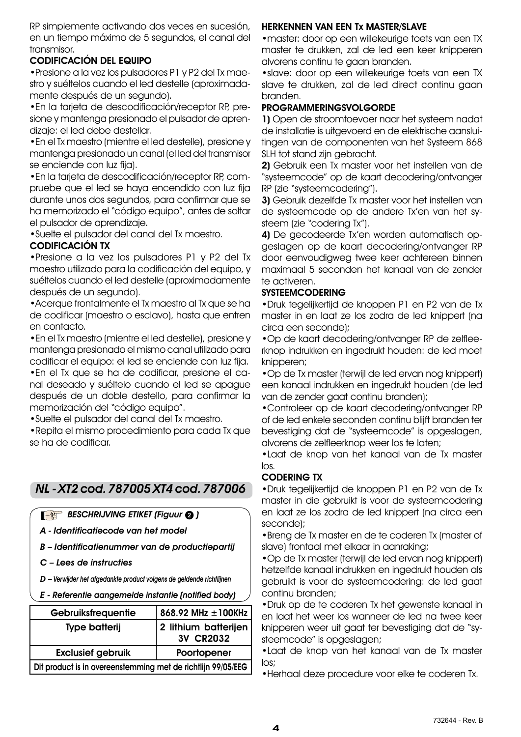RP simplemente activando dos veces en sucesión, en un tiempo máximo de 5 segundos, el canal del transmisor.

**CODIFICACIÓN DEL EQUIPO**

•Presione a la vez los pulsadores P1 y P2 del Tx maestro y suéltelos cuando el led destelle (aproximadamente después de un segundo).

•En la tarjeta de descodificación/receptor RP, presione y mantenga presionado el pulsador de aprendizaje: el led debe destellar.

•En el Tx maestro (mientre el led destelle), presione y mantenga presionado un canal (el led del transmisor se enciende con luz fija).

•En la tarjeta de descodificación/receptor RP, compruebe que el led se haya encendido con luz fija durante unos dos segundos, para confirmar que se ha memorizado el "código equipo", antes de soltar el pulsador de aprendizaje.

•Suelte el pulsador del canal del Tx maestro.

**CODIFICACIÓN TX**

•Presione a la vez los pulsadores P1 y P2 del Tx maestro utilizado para la codificación del equipo, y suéltelos cuando el led destelle (aproximadamente después de un segundo).

•Acerque frontalmente el Tx maestro al Tx que se ha de codificar (maestro o esclavo), hasta que entren en contacto.

•En el Tx maestro (mientre el led destelle), presione y mantenga presionado el mismo canal utilizado para codificar el equipo: el led se enciende con luz fija.

•En el Tx que se ha de codificar, presione el canal deseado y suéltelo cuando el led se apague después de un doble destello, para confirmar la memorización del "código equipo".

•Suelte el pulsador del canal del Tx maestro.

•Repita el mismo procedimiento para cada Tx que se ha de codificar.

## *NL - XT2 cod. 787005 XT4 cod. 787006*

***BESCHRIJVING ETIKET (Figuur 2 )***

*A - Identificatiecode van het model*

*B – Identificatienummer van de productiepartij*

*C – Lees de instructies*

*D – Verwijder het afgedankte product volgens de geldende richtlijnen*

*E - Referentie aangemelde instantie (notified body)*

| | |
|---|---|
| Gebruiksfrequentie | 868.92 MHz ±100KHz |
| Type batterij | 2 lithium batterijen 3V CR2032 |
| Exclusief gebruik | Poortopener |
| Dit product is in overeenstemming met de richtlijn 99/05/EEG | |

**HERKENNEN VAN EEN Tx MASTER/SLAVE**

•master: door op een willekeurige toets van een TX master te drukken, zal de led een keer knipperen alvorens continu te gaan branden.

•slave: door op een willekeurige toets van een TX slave te drukken, zal de led direct continu gaan branden.

**PROGRAMMERINGSVOLGORDE**

**1)** Open de stroomtoevoer naar het systeem nadat de installatie is uitgevoerd en de elektrische aansluitingen van de componenten van het Systeem 868 SLH tot stand zijn gebracht.

**2)** Gebruik een Tx master voor het instellen van de "systeemcode" op de kaart decodering/ontvanger RP (zie "systeemcodering").

**3)** Gebruik dezelfde Tx master voor het instellen van de systeemcode op de andere Tx'en van het systeem (zie "codering Tx").

**4)** De gecodeerde Tx'en worden automatisch opgeslagen op de kaart decodering/ontvanger RP door eenvoudigweg twee keer achtereen binnen maximaal 5 seconden het kanaal van de zender te activeren.

**SYSTEEMCODERING**

•Druk tegelijkertijd de knoppen P1 en P2 van de Tx master in en laat ze los zodra de led knippert (na circa een seconde);

•Op de kaart decodering/ontvanger RP de zelfleerknop indrukken en ingedrukt houden: de led moet knipperen;

•Op de Tx master (terwijl de led ervan nog knippert) een kanaal indrukken en ingedrukt houden (de led van de zender gaat continu branden);

•Controleer op de kaart decodering/ontvanger RP of de led enkele seconden continu blijft branden ter bevestiging dat de "systeemcode" is opgeslagen, alvorens de zelfleerknop weer los te laten;

•Laat de knop van het kanaal van de Tx master los.

**CODERING TX**

•Druk tegelijkertijd de knoppen P1 en P2 van de Tx master in die gebruikt is voor de systeemcodering en laat ze los zodra de led knippert (na circa een seconde);

•Breng de Tx master en de te coderen Tx (master of slave) frontaal met elkaar in aanraking;

•Op de Tx master (terwijl de led ervan nog knippert) hetzelfde kanaal indrukken en ingedrukt houden als gebruikt is voor de systeemcodering: de led gaat continu branden;

•Druk op de te coderen Tx het gewenste kanaal in en laat het weer los wanneer de led na twee keer knipperen weer uit gaat ter bevestiging dat de "systeemcode" is opgeslagen;

•Laat de knop van het kanaal van de Tx master los;

•Herhaal deze procedure voor elke te coderen Tx.

732644 - Rev. B